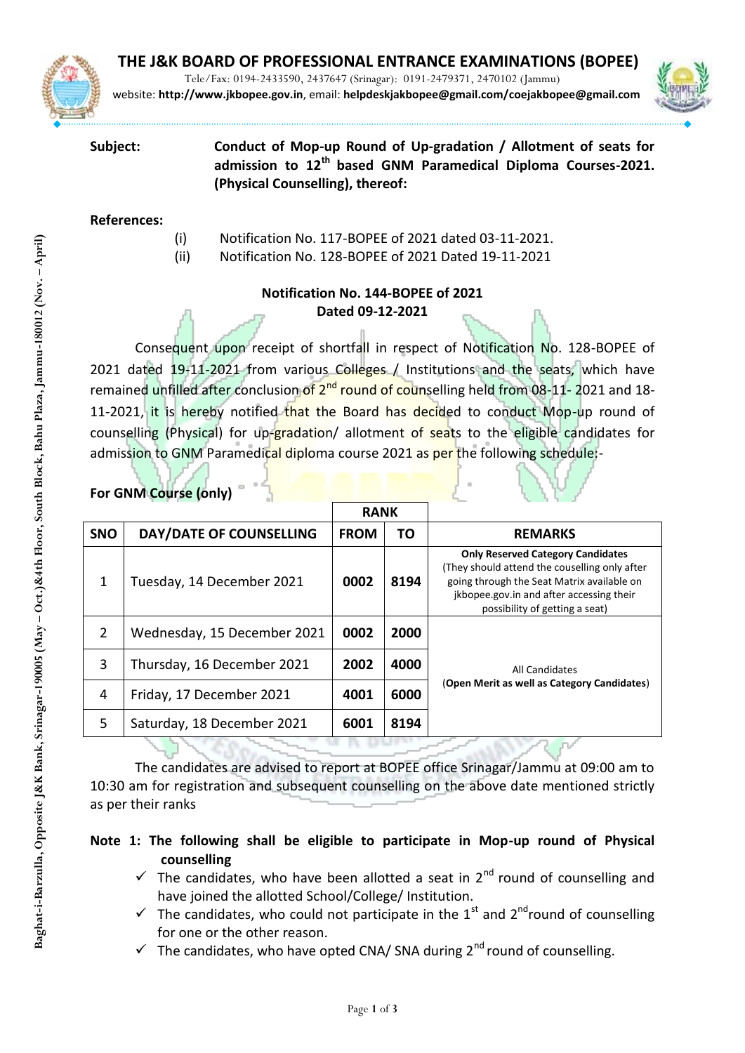# THE J&K BOARD OF PROFESSIONAL ENTRANCE EXAMINATIONS (BOPEE)

Tele/Fax: 0194-2433590, 2437647 (Srinagar): 0191-2479371, 2470102 (Jammu)
website: **http://www.jkbopee.gov.in**, email: **helpdeskjakbopee@gmail.com/coejakbopee@gmail.com**

Baghat-i-Barzulla, Opposite J&K Bank, Srinagar-190005 (May – Oct.)&4th Floor, South Block, Bahu Plaza, Jammu-180012 (Nov. – April)

**Subject:** **Conduct of Mop-up Round of Up-gradation / Allotment of seats for admission to 12th based GNM Paramedical Diploma Courses-2021. (Physical Counselling), thereof:**

**References:**

(i) Notification No. 117-BOPEE of 2021 dated 03-11-2021.
(ii) Notification No. 128-BOPEE of 2021 Dated 19-11-2021

**Notification No. 144-BOPEE of 2021**
**Dated 09-12-2021**

Consequent upon receipt of shortfall in respect of Notification No. 128-BOPEE of 2021 dated 19-11-2021 from various Colleges / Institutions and the seats, which have remained unfilled after conclusion of 2nd round of counselling held from 08-11- 2021 and 18-11-2021, it is hereby notified that the Board has decided to conduct Mop-up round of counselling (Physical) for up-gradation/ allotment of seats to the eligible candidates for admission to GNM Paramedical diploma course 2021 as per the following schedule:-

**For GNM Course (only)**

| SNO | DAY/DATE OF COUNSELLING | RANK | | REMARKS |
|---|---|---|---|---|
| | | FROM | TO | |
| 1 | Tuesday, 14 December 2021 | 0002 | 8194 | **Only Reserved Category Candidates** (They should attend the couselling only after going through the Seat Matrix available on jkbopee.gov.in and after accessing their possibility of getting a seat) |
| 2 | Wednesday, 15 December 2021 | 0002 | 2000 | All Candidates (**Open Merit as well as Category Candidates**) |
| 3 | Thursday, 16 December 2021 | 2002 | 4000 | |
| 4 | Friday, 17 December 2021 | 4001 | 6000 | |
| 5 | Saturday, 18 December 2021 | 6001 | 8194 | |

The candidates are advised to report at BOPEE office Srinagar/Jammu at 09:00 am to 10:30 am for registration and subsequent counselling on the above date mentioned strictly as per their ranks

**Note 1: The following shall be eligible to participate in Mop-up round of Physical counselling**

- ✓ The candidates, who have been allotted a seat in 2nd round of counselling and have joined the allotted School/College/ Institution.
- ✓ The candidates, who could not participate in the 1st and 2nd round of counselling for one or the other reason.
- ✓ The candidates, who have opted CNA/ SNA during 2nd round of counselling.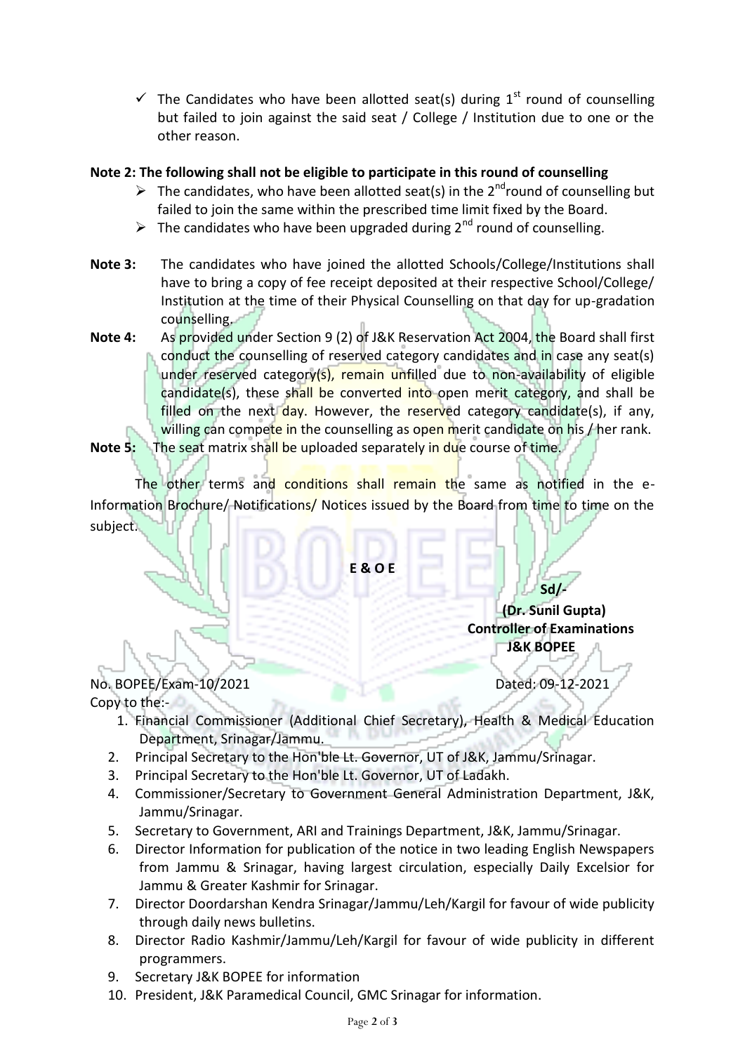- ✓ The Candidates who have been allotted seat(s) during 1st round of counselling but failed to join against the said seat / College / Institution due to one or the other reason.

**Note 2: The following shall not be eligible to participate in this round of counselling**

- ➢ The candidates, who have been allotted seat(s) in the 2nd round of counselling but failed to join the same within the prescribed time limit fixed by the Board.
- ➢ The candidates who have been upgraded during 2nd round of counselling.

**Note 3:** The candidates who have joined the allotted Schools/College/Institutions shall have to bring a copy of fee receipt deposited at their respective School/College/ Institution at the time of their Physical Counselling on that day for up-gradation counselling.

**Note 4:** As provided under Section 9 (2) of J&K Reservation Act 2004, the Board shall first conduct the counselling of reserved category candidates and in case any seat(s) under reserved category(s), remain unfilled due to non-availability of eligible candidate(s), these shall be converted into open merit category, and shall be filled on the next day. However, the reserved category candidate(s), if any, willing can compete in the counselling as open merit candidate on his / her rank.

**Note 5:** The seat matrix shall be uploaded separately in due course of time.

The other terms and conditions shall remain the same as notified in the e-Information Brochure/ Notifications/ Notices issued by the Board from time to time on the subject.

**E & O E**

**Sd/-**
**(Dr. Sunil Gupta)**
**Controller of Examinations**
**J&K BOPEE**

No. BOPEE/Exam-10/2021 Dated: 09-12-2021

Copy to the:-

1. Financial Commissioner (Additional Chief Secretary), Health & Medical Education Department, Srinagar/Jammu.
2. Principal Secretary to the Hon'ble Lt. Governor, UT of J&K, Jammu/Srinagar.
3. Principal Secretary to the Hon'ble Lt. Governor, UT of Ladakh.
4. Commissioner/Secretary to Government General Administration Department, J&K, Jammu/Srinagar.
5. Secretary to Government, ARI and Trainings Department, J&K, Jammu/Srinagar.
6. Director Information for publication of the notice in two leading English Newspapers from Jammu & Srinagar, having largest circulation, especially Daily Excelsior for Jammu & Greater Kashmir for Srinagar.
7. Director Doordarshan Kendra Srinagar/Jammu/Leh/Kargil for favour of wide publicity through daily news bulletins.
8. Director Radio Kashmir/Jammu/Leh/Kargil for favour of wide publicity in different programmers.
9. Secretary J&K BOPEE for information
10. President, J&K Paramedical Council, GMC Srinagar for information.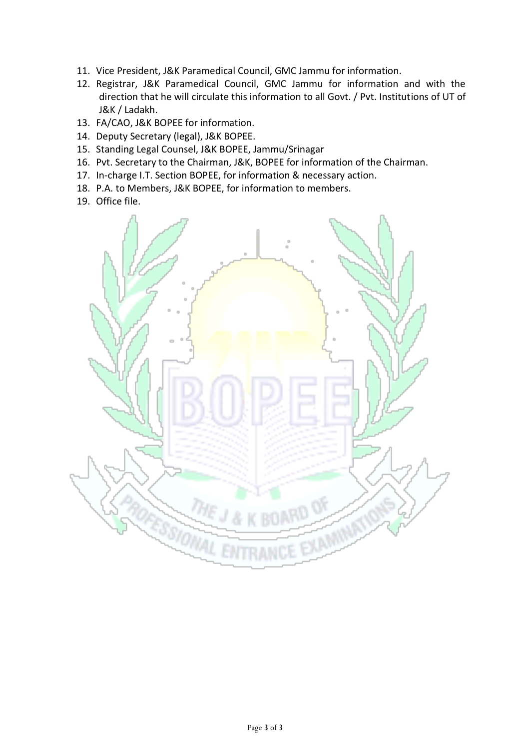11. Vice President, J&K Paramedical Council, GMC Jammu for information.
12. Registrar, J&K Paramedical Council, GMC Jammu for information and with the direction that he will circulate this information to all Govt. / Pvt. Institutions of UT of J&K / Ladakh.
13. FA/CAO, J&K BOPEE for information.
14. Deputy Secretary (legal), J&K BOPEE.
15. Standing Legal Counsel, J&K BOPEE, Jammu/Srinagar
16. Pvt. Secretary to the Chairman, J&K, BOPEE for information of the Chairman.
17. In-charge I.T. Section BOPEE, for information & necessary action.
18. P.A. to Members, J&K BOPEE, for information to members.
19. Office file.